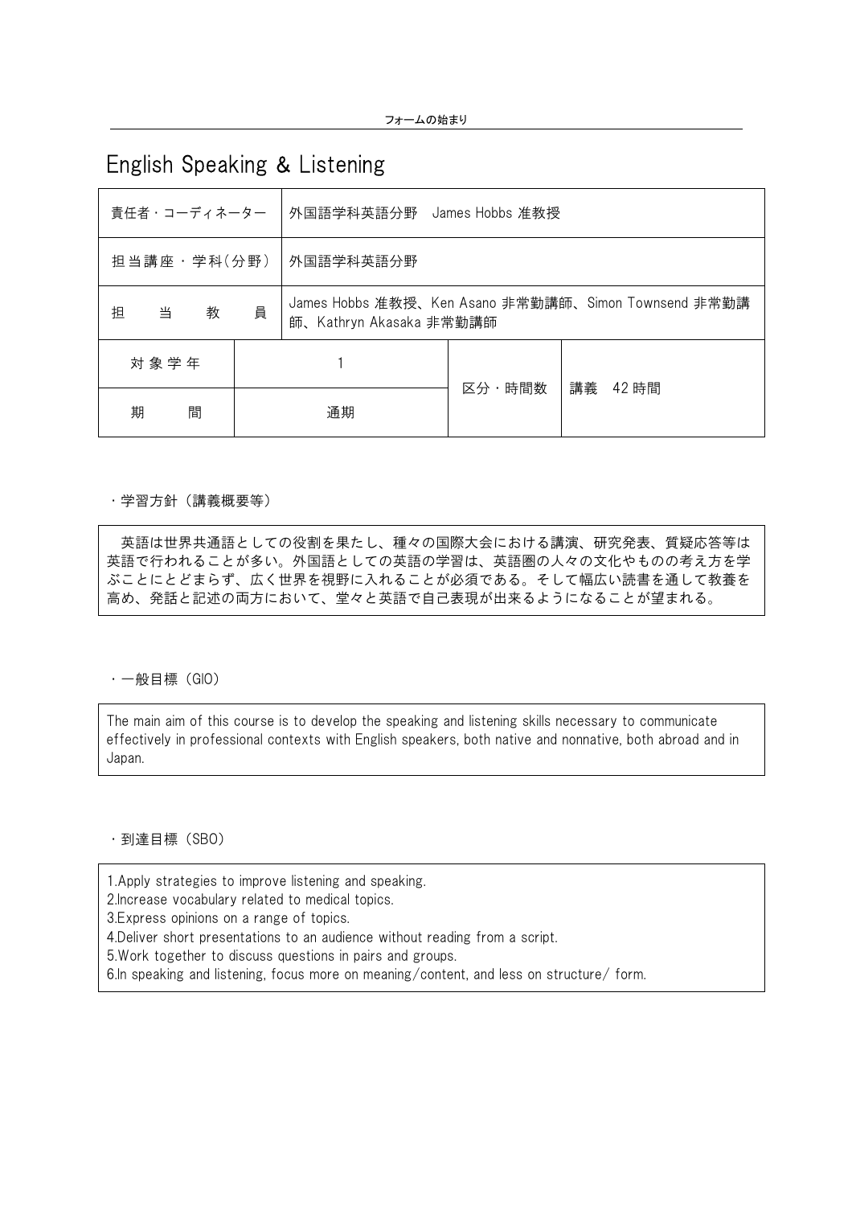フォームの始まり

# English Speaking & Listening

| 責任者・コーディネーター | 外国語学科英語分野　James Hobbs 准教授 | | |
|---|---|---|---|
| 担当講座・学科(分野) | 外国語学科英語分野 | | |
| 担　当　教　員 | James Hobbs 准教授、Ken Asano 非常勤講師、Simon Townsend 非常勤講師、Kathryn Akasaka 非常勤講師 | | |
| 対象学年 | 1 | 区分・時間数 | 講義　42 時間 |
| 期　　間 | 通期 | | |

・学習方針（講義概要等）

英語は世界共通語としての役割を果たし、種々の国際大会における講演、研究発表、質疑応答等は英語で行われることが多い。外国語としての英語の学習は、英語圏の人々の文化やものの考え方を学ぶことにとどまらず、広く世界を視野に入れることが必須である。そして幅広い読書を通して教養を高め、発話と記述の両方において、堂々と英語で自己表現が出来るようになることが望まれる。

・一般目標（GIO）

The main aim of this course is to develop the speaking and listening skills necessary to communicate effectively in professional contexts with English speakers, both native and nonnative, both abroad and in Japan.

・到達目標（SBO）

1.Apply strategies to improve listening and speaking.
2.Increase vocabulary related to medical topics.
3.Express opinions on a range of topics.
4.Deliver short presentations to an audience without reading from a script.
5.Work together to discuss questions in pairs and groups.
6.In speaking and listening, focus more on meaning/content, and less on structure/ form.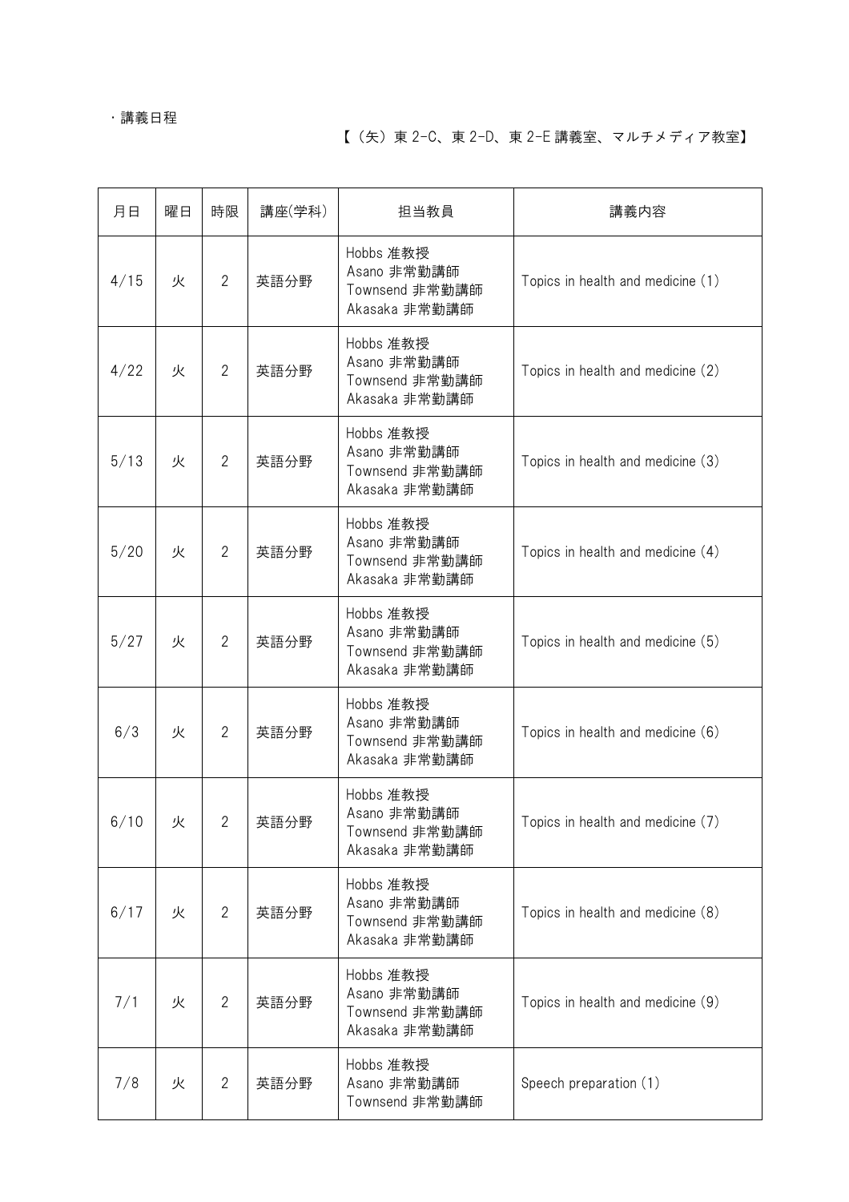・講義日程

【（矢）東 2-C、東 2-D、東 2-E 講義室、マルチメディア教室】

| 月日 | 曜日 | 時限 | 講座(学科) | 担当教員 | 講義内容 |
| --- | --- | --- | --- | --- | --- |
| 4/15 | 火 | 2 | 英語分野 | Hobbs 准教授<br>Asano 非常勤講師<br>Townsend 非常勤講師<br>Akasaka 非常勤講師 | Topics in health and medicine (1) |
| 4/22 | 火 | 2 | 英語分野 | Hobbs 准教授<br>Asano 非常勤講師<br>Townsend 非常勤講師<br>Akasaka 非常勤講師 | Topics in health and medicine (2) |
| 5/13 | 火 | 2 | 英語分野 | Hobbs 准教授<br>Asano 非常勤講師<br>Townsend 非常勤講師<br>Akasaka 非常勤講師 | Topics in health and medicine (3) |
| 5/20 | 火 | 2 | 英語分野 | Hobbs 准教授<br>Asano 非常勤講師<br>Townsend 非常勤講師<br>Akasaka 非常勤講師 | Topics in health and medicine (4) |
| 5/27 | 火 | 2 | 英語分野 | Hobbs 准教授<br>Asano 非常勤講師<br>Townsend 非常勤講師<br>Akasaka 非常勤講師 | Topics in health and medicine (5) |
| 6/3 | 火 | 2 | 英語分野 | Hobbs 准教授<br>Asano 非常勤講師<br>Townsend 非常勤講師<br>Akasaka 非常勤講師 | Topics in health and medicine (6) |
| 6/10 | 火 | 2 | 英語分野 | Hobbs 准教授<br>Asano 非常勤講師<br>Townsend 非常勤講師<br>Akasaka 非常勤講師 | Topics in health and medicine (7) |
| 6/17 | 火 | 2 | 英語分野 | Hobbs 准教授<br>Asano 非常勤講師<br>Townsend 非常勤講師<br>Akasaka 非常勤講師 | Topics in health and medicine (8) |
| 7/1 | 火 | 2 | 英語分野 | Hobbs 准教授<br>Asano 非常勤講師<br>Townsend 非常勤講師<br>Akasaka 非常勤講師 | Topics in health and medicine (9) |
| 7/8 | 火 | 2 | 英語分野 | Hobbs 准教授<br>Asano 非常勤講師<br>Townsend 非常勤講師 | Speech preparation (1) |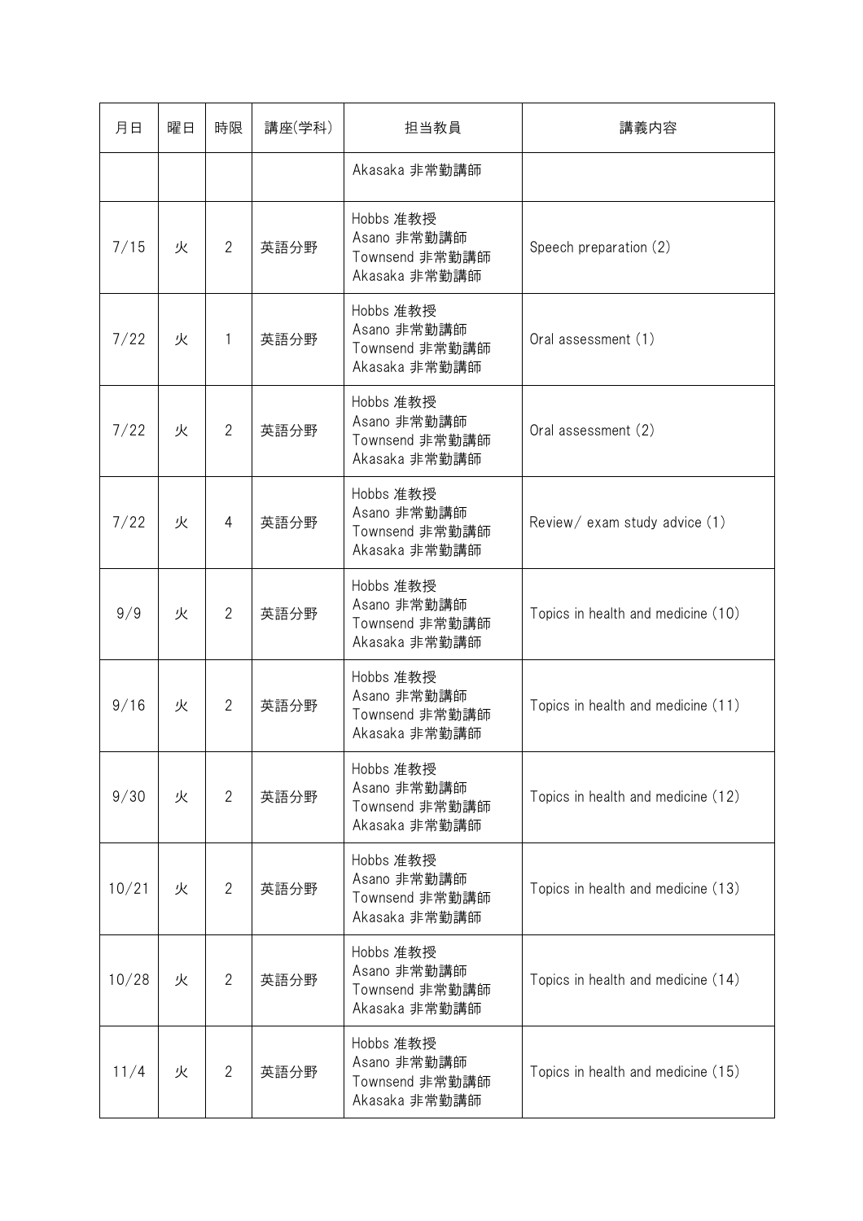| 月日 | 曜日 | 時限 | 講座(学科) | 担当教員 | 講義内容 |
|---|---|---|---|---|---|
| | | | | Akasaka 非常勤講師 | |
| 7/15 | 火 | 2 | 英語分野 | Hobbs 准教授<br>Asano 非常勤講師<br>Townsend 非常勤講師<br>Akasaka 非常勤講師 | Speech preparation (2) |
| 7/22 | 火 | 1 | 英語分野 | Hobbs 准教授<br>Asano 非常勤講師<br>Townsend 非常勤講師<br>Akasaka 非常勤講師 | Oral assessment (1) |
| 7/22 | 火 | 2 | 英語分野 | Hobbs 准教授<br>Asano 非常勤講師<br>Townsend 非常勤講師<br>Akasaka 非常勤講師 | Oral assessment (2) |
| 7/22 | 火 | 4 | 英語分野 | Hobbs 准教授<br>Asano 非常勤講師<br>Townsend 非常勤講師<br>Akasaka 非常勤講師 | Review/ exam study advice (1) |
| 9/9 | 火 | 2 | 英語分野 | Hobbs 准教授<br>Asano 非常勤講師<br>Townsend 非常勤講師<br>Akasaka 非常勤講師 | Topics in health and medicine (10) |
| 9/16 | 火 | 2 | 英語分野 | Hobbs 准教授<br>Asano 非常勤講師<br>Townsend 非常勤講師<br>Akasaka 非常勤講師 | Topics in health and medicine (11) |
| 9/30 | 火 | 2 | 英語分野 | Hobbs 准教授<br>Asano 非常勤講師<br>Townsend 非常勤講師<br>Akasaka 非常勤講師 | Topics in health and medicine (12) |
| 10/21 | 火 | 2 | 英語分野 | Hobbs 准教授<br>Asano 非常勤講師<br>Townsend 非常勤講師<br>Akasaka 非常勤講師 | Topics in health and medicine (13) |
| 10/28 | 火 | 2 | 英語分野 | Hobbs 准教授<br>Asano 非常勤講師<br>Townsend 非常勤講師<br>Akasaka 非常勤講師 | Topics in health and medicine (14) |
| 11/4 | 火 | 2 | 英語分野 | Hobbs 准教授<br>Asano 非常勤講師<br>Townsend 非常勤講師<br>Akasaka 非常勤講師 | Topics in health and medicine (15) |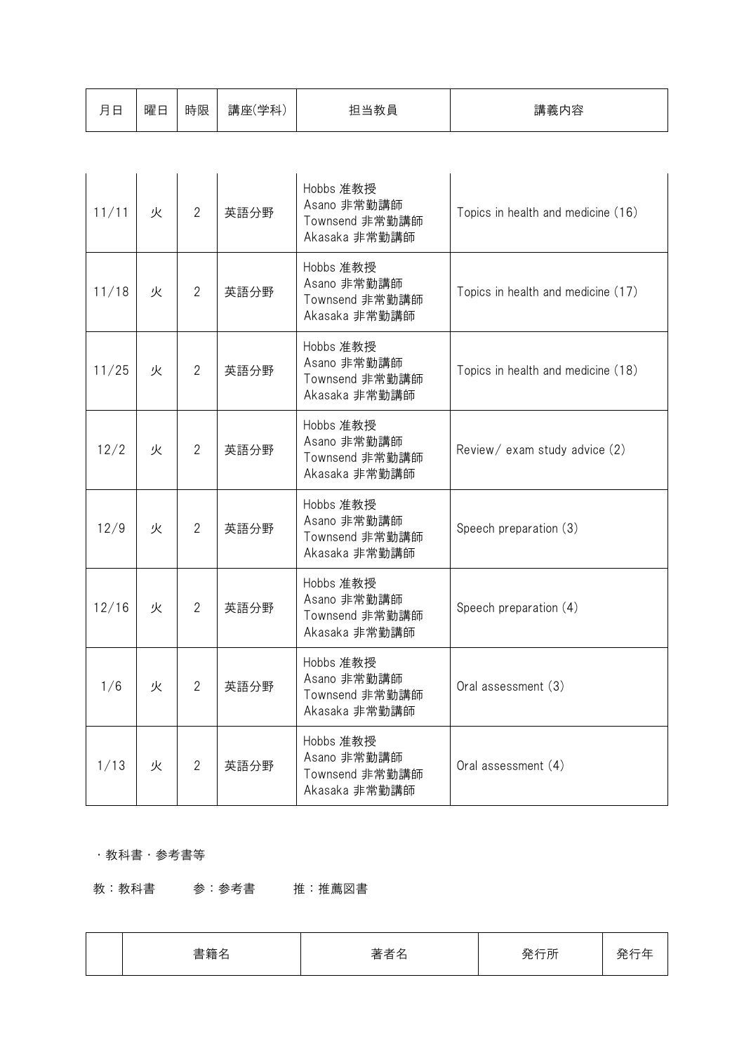| 月日 | 曜日 | 時限 | 講座(学科) | 担当教員 | 講義内容 |
|---|---|---|---|---|---|
| 11/11 | 火 | 2 | 英語分野 | Hobbs 准教授<br>Asano 非常勤講師<br>Townsend 非常勤講師<br>Akasaka 非常勤講師 | Topics in health and medicine (16) |
| 11/18 | 火 | 2 | 英語分野 | Hobbs 准教授<br>Asano 非常勤講師<br>Townsend 非常勤講師<br>Akasaka 非常勤講師 | Topics in health and medicine (17) |
| 11/25 | 火 | 2 | 英語分野 | Hobbs 准教授<br>Asano 非常勤講師<br>Townsend 非常勤講師<br>Akasaka 非常勤講師 | Topics in health and medicine (18) |
| 12/2 | 火 | 2 | 英語分野 | Hobbs 准教授<br>Asano 非常勤講師<br>Townsend 非常勤講師<br>Akasaka 非常勤講師 | Review/ exam study advice (2) |
| 12/9 | 火 | 2 | 英語分野 | Hobbs 准教授<br>Asano 非常勤講師<br>Townsend 非常勤講師<br>Akasaka 非常勤講師 | Speech preparation (3) |
| 12/16 | 火 | 2 | 英語分野 | Hobbs 准教授<br>Asano 非常勤講師<br>Townsend 非常勤講師<br>Akasaka 非常勤講師 | Speech preparation (4) |
| 1/6 | 火 | 2 | 英語分野 | Hobbs 准教授<br>Asano 非常勤講師<br>Townsend 非常勤講師<br>Akasaka 非常勤講師 | Oral assessment (3) |
| 1/13 | 火 | 2 | 英語分野 | Hobbs 准教授<br>Asano 非常勤講師<br>Townsend 非常勤講師<br>Akasaka 非常勤講師 | Oral assessment (4) |

・教科書・参考書等

教：教科書　　参：参考書　　推：推薦図書

| | 書籍名 | 著者名 | 発行所 | 発行年 |
|---|---|---|---|---|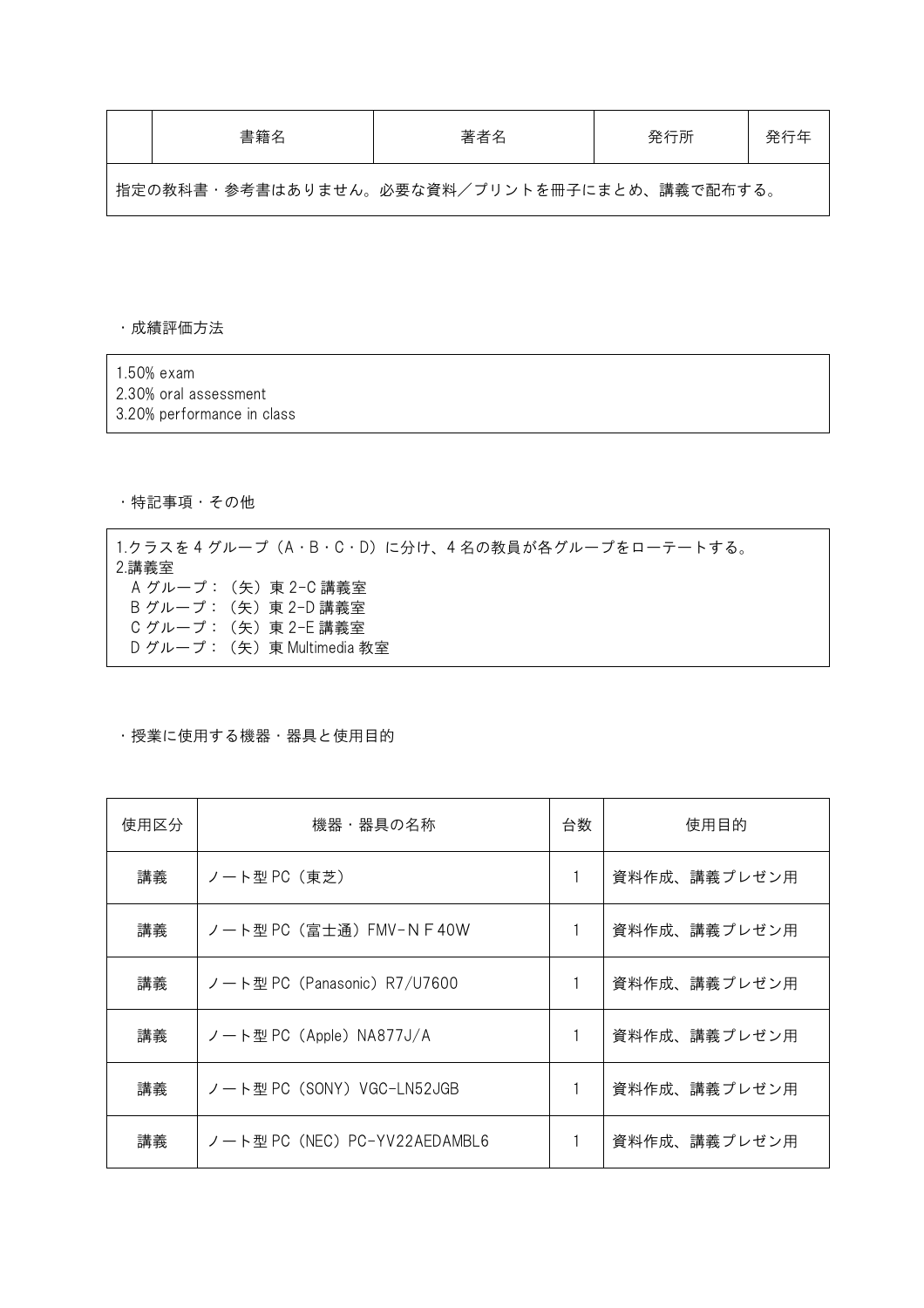|  | 書籍名 | 著者名 | 発行所 | 発行年 |
| --- | --- | --- | --- | --- |
| 指定の教科書・参考書はありません。必要な資料／プリントを冊子にまとめ、講義で配布する。 | | | | |

・成績評価方法

1.50% exam
2.30% oral assessment
3.20% performance in class

・特記事項・その他

1.クラスを 4 グループ（A・B・C・D）に分け、4 名の教員が各グループをローテートする。
2.講義室
A グループ：（矢）東 2-C 講義室
B グループ：（矢）東 2-D 講義室
C グループ：（矢）東 2-E 講義室
D グループ：（矢）東 Multimedia 教室

・授業に使用する機器・器具と使用目的

| 使用区分 | 機器・器具の名称 | 台数 | 使用目的 |
| --- | --- | --- | --- |
| 講義 | ノート型 PC（東芝） | 1 | 資料作成、講義プレゼン用 |
| 講義 | ノート型 PC（富士通）FMV-ＮＦ40W | 1 | 資料作成、講義プレゼン用 |
| 講義 | ノート型 PC（Panasonic）R7/U7600 | 1 | 資料作成、講義プレゼン用 |
| 講義 | ノート型 PC（Apple）NA877J/A | 1 | 資料作成、講義プレゼン用 |
| 講義 | ノート型 PC（SONY）VGC-LN52JGB | 1 | 資料作成、講義プレゼン用 |
| 講義 | ノート型 PC（NEC）PC-YV22AEDAMBL6 | 1 | 資料作成、講義プレゼン用 |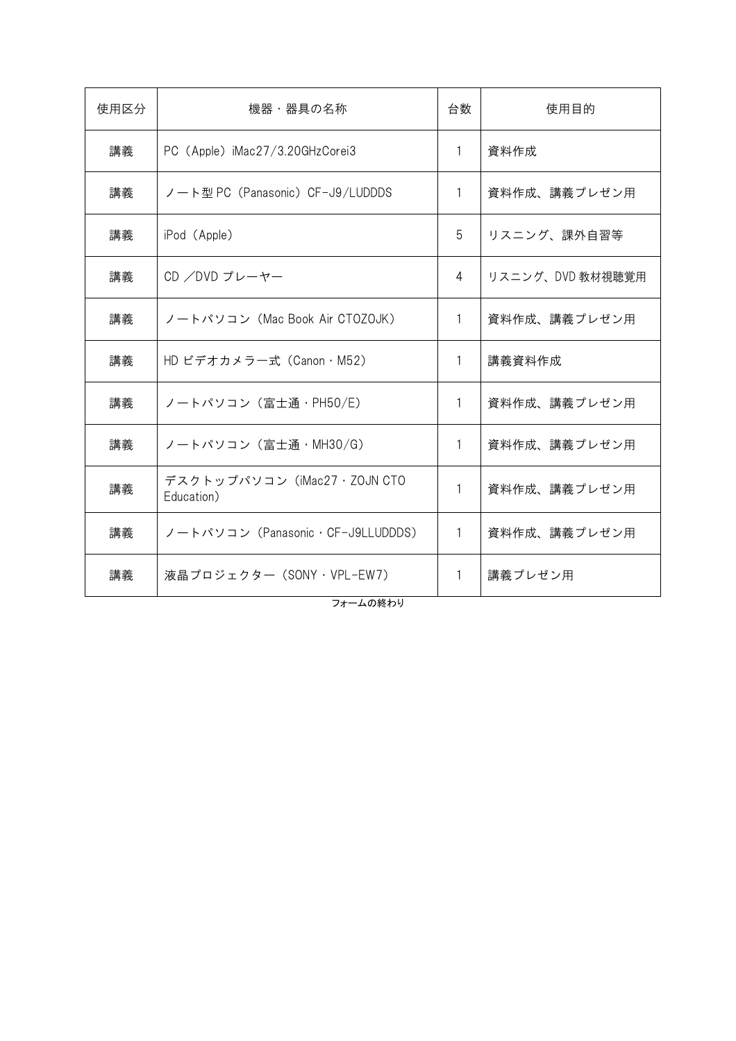| 使用区分 | 機器・器具の名称 | 台数 | 使用目的 |
|---|---|---|---|
| 講義 | PC（Apple）iMac27/3.20GHzCorei3 | 1 | 資料作成 |
| 講義 | ノート型 PC（Panasonic）CF-J9/LUDDDS | 1 | 資料作成、講義プレゼン用 |
| 講義 | iPod（Apple） | 5 | リスニング、課外自習等 |
| 講義 | CD ／DVD プレーヤー | 4 | リスニング、DVD 教材視聴覚用 |
| 講義 | ノートパソコン（Mac Book Air CTOZOJK） | 1 | 資料作成、講義プレゼン用 |
| 講義 | HD ビデオカメラ一式（Canon・M52） | 1 | 講義資料作成 |
| 講義 | ノートパソコン（富士通・PH50/E） | 1 | 資料作成、講義プレゼン用 |
| 講義 | ノートパソコン（富士通・MH30/G） | 1 | 資料作成、講義プレゼン用 |
| 講義 | デスクトップパソコン（iMac27・ZOJN CTO Education） | 1 | 資料作成、講義プレゼン用 |
| 講義 | ノートパソコン（Panasonic・CF-J9LLUDDDS） | 1 | 資料作成、講義プレゼン用 |
| 講義 | 液晶プロジェクター（SONY・VPL-EW7） | 1 | 講義プレゼン用 |

フォームの終わり